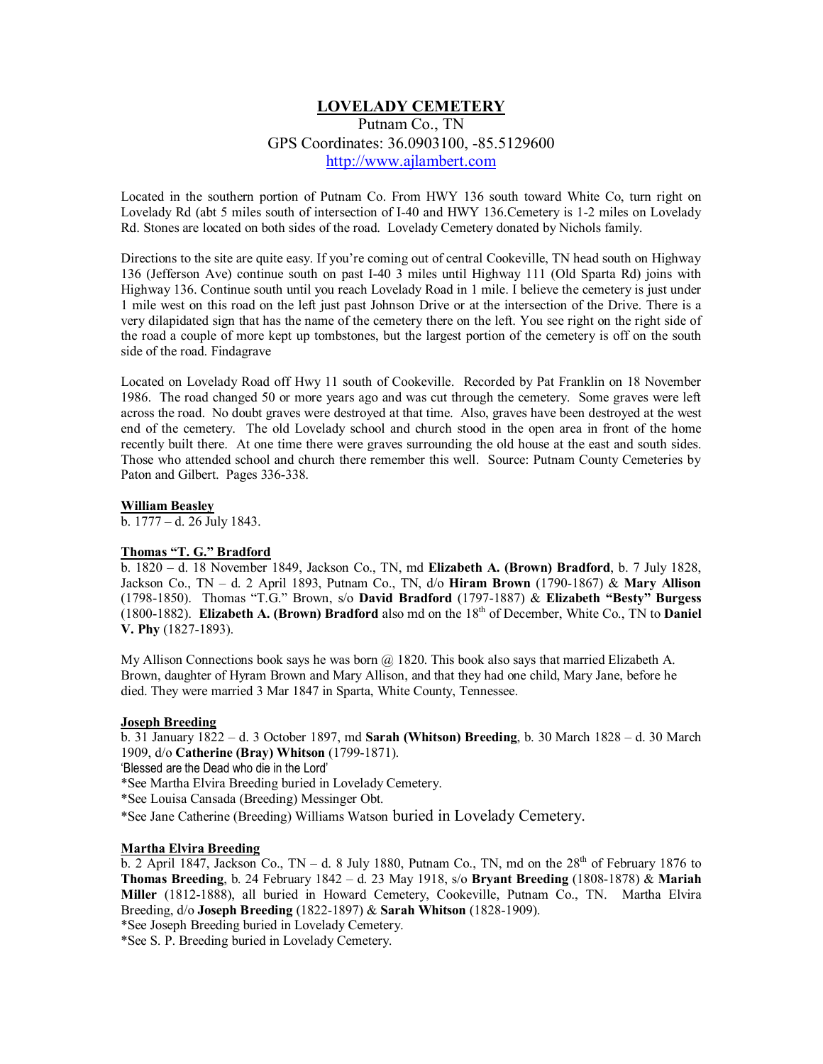# LOVELADY CEMETERY

Putnam Co., TN
GPS Coordinates: 36.0903100, -85.5129600
http://www.ajlambert.com

Located in the southern portion of Putnam Co. From HWY 136 south toward White Co, turn right on Lovelady Rd (abt 5 miles south of intersection of I-40 and HWY 136.Cemetery is 1-2 miles on Lovelady Rd. Stones are located on both sides of the road. Lovelady Cemetery donated by Nichols family.

Directions to the site are quite easy. If you're coming out of central Cookeville, TN head south on Highway 136 (Jefferson Ave) continue south on past I-40 3 miles until Highway 111 (Old Sparta Rd) joins with Highway 136. Continue south until you reach Lovelady Road in 1 mile. I believe the cemetery is just under 1 mile west on this road on the left just past Johnson Drive or at the intersection of the Drive. There is a very dilapidated sign that has the name of the cemetery there on the left. You see right on the right side of the road a couple of more kept up tombstones, but the largest portion of the cemetery is off on the south side of the road. Findagrave

Located on Lovelady Road off Hwy 11 south of Cookeville. Recorded by Pat Franklin on 18 November 1986. The road changed 50 or more years ago and was cut through the cemetery. Some graves were left across the road. No doubt graves were destroyed at that time. Also, graves have been destroyed at the west end of the cemetery. The old Lovelady school and church stood in the open area in front of the home recently built there. At one time there were graves surrounding the old house at the east and south sides. Those who attended school and church there remember this well. Source: Putnam County Cemeteries by Paton and Gilbert. Pages 336-338.

**William Beasley**

b. 1777 – d. 26 July 1843.

**Thomas "T. G." Bradford**

b. 1820 – d. 18 November 1849, Jackson Co., TN, md **Elizabeth A. (Brown) Bradford**, b. 7 July 1828, Jackson Co., TN – d. 2 April 1893, Putnam Co., TN, d/o **Hiram Brown** (1790-1867) & **Mary Allison** (1798-1850). Thomas "T.G." Brown, s/o **David Bradford** (1797-1887) & **Elizabeth "Besty" Burgess** (1800-1882). **Elizabeth A. (Brown) Bradford** also md on the 18th of December, White Co., TN to **Daniel V. Phy** (1827-1893).

My Allison Connections book says he was born @ 1820. This book also says that married Elizabeth A. Brown, daughter of Hyram Brown and Mary Allison, and that they had one child, Mary Jane, before he died. They were married 3 Mar 1847 in Sparta, White County, Tennessee.

**Joseph Breeding**

b. 31 January 1822 – d. 3 October 1897, md **Sarah (Whitson) Breeding**, b. 30 March 1828 – d. 30 March 1909, d/o **Catherine (Bray) Whitson** (1799-1871).

'Blessed are the Dead who die in the Lord'

*See Martha Elvira Breeding buried in Lovelady Cemetery.

*See Louisa Cansada (Breeding) Messinger Obt.

*See Jane Catherine (Breeding) Williams Watson buried in Lovelady Cemetery.

**Martha Elvira Breeding**

b. 2 April 1847, Jackson Co., TN – d. 8 July 1880, Putnam Co., TN, md on the 28th of February 1876 to **Thomas Breeding**, b. 24 February 1842 – d. 23 May 1918, s/o **Bryant Breeding** (1808-1878) & **Mariah Miller** (1812-1888), all buried in Howard Cemetery, Cookeville, Putnam Co., TN. Martha Elvira Breeding, d/o **Joseph Breeding** (1822-1897) & **Sarah Whitson** (1828-1909).

*See Joseph Breeding buried in Lovelady Cemetery.

*See S. P. Breeding buried in Lovelady Cemetery.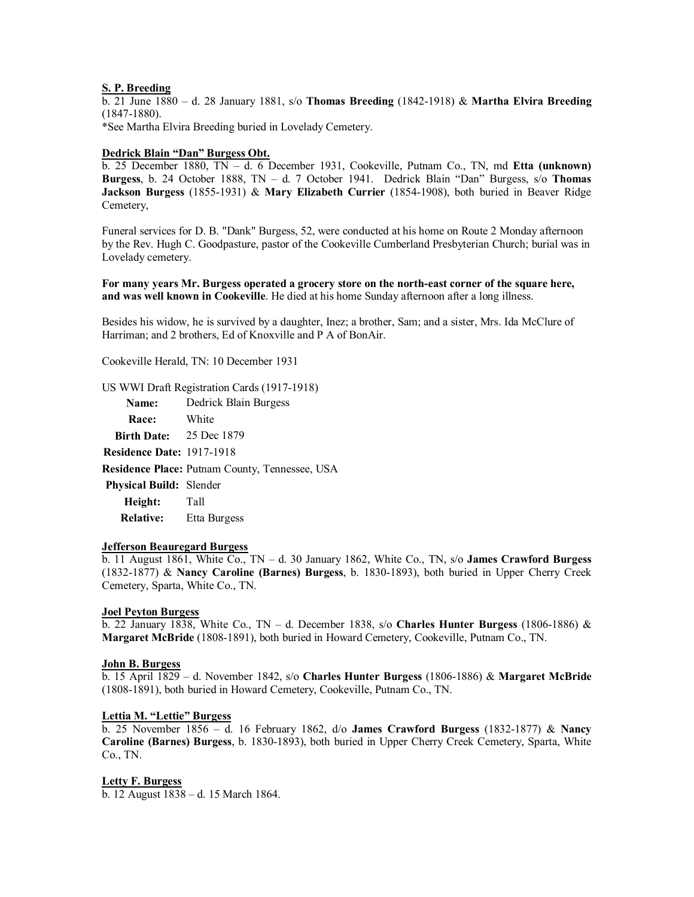**S. P. Breeding**

b. 21 June 1880 – d. 28 January 1881, s/o **Thomas Breeding** (1842-1918) & **Martha Elvira Breeding** (1847-1880).

*See Martha Elvira Breeding buried in Lovelady Cemetery.

**Dedrick Blain "Dan" Burgess Obt.**

b. 25 December 1880, TN – d. 6 December 1931, Cookeville, Putnam Co., TN, md **Etta (unknown) Burgess**, b. 24 October 1888, TN – d. 7 October 1941. Dedrick Blain "Dan" Burgess, s/o **Thomas Jackson Burgess** (1855-1931) & **Mary Elizabeth Currier** (1854-1908), both buried in Beaver Ridge Cemetery,

Funeral services for D. B. "Dank" Burgess, 52, were conducted at his home on Route 2 Monday afternoon by the Rev. Hugh C. Goodpasture, pastor of the Cookeville Cumberland Presbyterian Church; burial was in Lovelady cemetery.

**For many years Mr. Burgess operated a grocery store on the north-east corner of the square here, and was well known in Cookeville**. He died at his home Sunday afternoon after a long illness.

Besides his widow, he is survived by a daughter, Inez; a brother, Sam; and a sister, Mrs. Ida McClure of Harriman; and 2 brothers, Ed of Knoxville and P A of BonAir.

Cookeville Herald, TN: 10 December 1931

US WWI Draft Registration Cards (1917-1918)

| | |
|---|---|
| **Name:** | Dedrick Blain Burgess |
| **Race:** | White |
| **Birth Date:** | 25 Dec 1879 |
| **Residence Date:** | 1917-1918 |
| **Residence Place:** | Putnam County, Tennessee, USA |
| **Physical Build:** | Slender |
| **Height:** | Tall |
| **Relative:** | Etta Burgess |

**Jefferson Beauregard Burgess**

b. 11 August 1861, White Co., TN – d. 30 January 1862, White Co., TN, s/o **James Crawford Burgess** (1832-1877) & **Nancy Caroline (Barnes) Burgess**, b. 1830-1893), both buried in Upper Cherry Creek Cemetery, Sparta, White Co., TN.

**Joel Peyton Burgess**

b. 22 January 1838, White Co., TN – d. December 1838, s/o **Charles Hunter Burgess** (1806-1886) & **Margaret McBride** (1808-1891), both buried in Howard Cemetery, Cookeville, Putnam Co., TN.

**John B. Burgess**

b. 15 April 1829 – d. November 1842, s/o **Charles Hunter Burgess** (1806-1886) & **Margaret McBride** (1808-1891), both buried in Howard Cemetery, Cookeville, Putnam Co., TN.

**Lettia M. "Lettie" Burgess**

b. 25 November 1856 – d. 16 February 1862, d/o **James Crawford Burgess** (1832-1877) & **Nancy Caroline (Barnes) Burgess**, b. 1830-1893), both buried in Upper Cherry Creek Cemetery, Sparta, White Co., TN.

**Letty F. Burgess**

b. 12 August 1838 – d. 15 March 1864.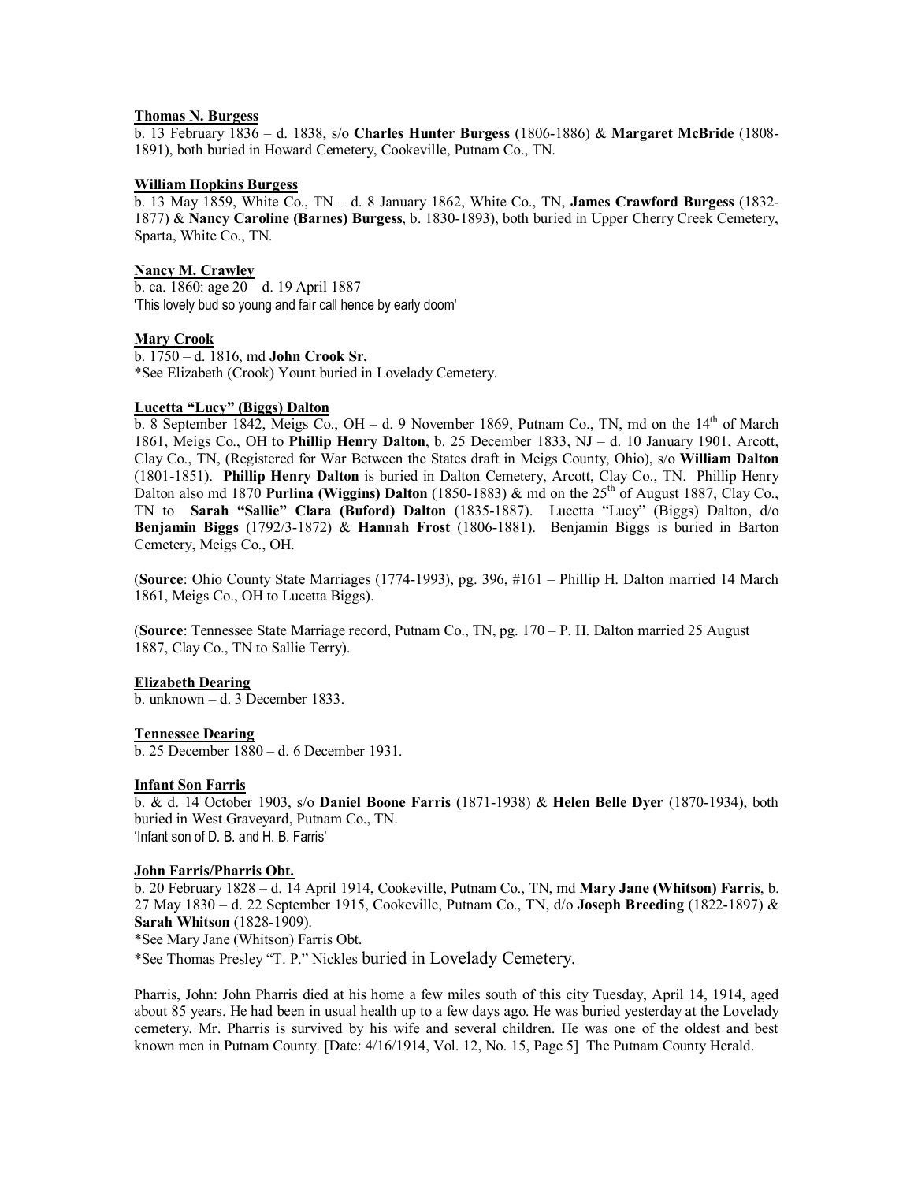**Thomas N. Burgess**
b. 13 February 1836 – d. 1838, s/o **Charles Hunter Burgess** (1806-1886) & **Margaret McBride** (1808-1891), both buried in Howard Cemetery, Cookeville, Putnam Co., TN.

**William Hopkins Burgess**
b. 13 May 1859, White Co., TN – d. 8 January 1862, White Co., TN, **James Crawford Burgess** (1832-1877) & **Nancy Caroline (Barnes) Burgess**, b. 1830-1893), both buried in Upper Cherry Creek Cemetery, Sparta, White Co., TN.

**Nancy M. Crawley**
b. ca. 1860: age 20 – d. 19 April 1887
'This lovely bud so young and fair call hence by early doom'

**Mary Crook**
b. 1750 – d. 1816, md **John Crook Sr.**
*See Elizabeth (Crook) Yount buried in Lovelady Cemetery.

**Lucetta "Lucy" (Biggs) Dalton**
b. 8 September 1842, Meigs Co., OH – d. 9 November 1869, Putnam Co., TN, md on the 14th of March 1861, Meigs Co., OH to **Phillip Henry Dalton**, b. 25 December 1833, NJ – d. 10 January 1901, Arcott, Clay Co., TN, (Registered for War Between the States draft in Meigs County, Ohio), s/o **William Dalton** (1801-1851). **Phillip Henry Dalton** is buried in Dalton Cemetery, Arcott, Clay Co., TN. Phillip Henry Dalton also md 1870 **Purlina (Wiggins) Dalton** (1850-1883) & md on the 25th of August 1887, Clay Co., TN to **Sarah "Sallie" Clara (Buford) Dalton** (1835-1887). Lucetta "Lucy" (Biggs) Dalton, d/o **Benjamin Biggs** (1792/3-1872) & **Hannah Frost** (1806-1881). Benjamin Biggs is buried in Barton Cemetery, Meigs Co., OH.

(**Source**: Ohio County State Marriages (1774-1993), pg. 396, #161 – Phillip H. Dalton married 14 March 1861, Meigs Co., OH to Lucetta Biggs).

(**Source**: Tennessee State Marriage record, Putnam Co., TN, pg. 170 – P. H. Dalton married 25 August 1887, Clay Co., TN to Sallie Terry).

**Elizabeth Dearing**
b. unknown – d. 3 December 1833.

**Tennessee Dearing**
b. 25 December 1880 – d. 6 December 1931.

**Infant Son Farris**
b. & d. 14 October 1903, s/o **Daniel Boone Farris** (1871-1938) & **Helen Belle Dyer** (1870-1934), both buried in West Graveyard, Putnam Co., TN.
'Infant son of D. B. and H. B. Farris'

**John Farris/Pharris Obt.**
b. 20 February 1828 – d. 14 April 1914, Cookeville, Putnam Co., TN, md **Mary Jane (Whitson) Farris**, b. 27 May 1830 – d. 22 September 1915, Cookeville, Putnam Co., TN, d/o **Joseph Breeding** (1822-1897) & **Sarah Whitson** (1828-1909).
*See Mary Jane (Whitson) Farris Obt.
*See Thomas Presley "T. P." Nickles buried in Lovelady Cemetery.

Pharris, John: John Pharris died at his home a few miles south of this city Tuesday, April 14, 1914, aged about 85 years. He had been in usual health up to a few days ago. He was buried yesterday at the Lovelady cemetery. Mr. Pharris is survived by his wife and several children. He was one of the oldest and best known men in Putnam County. [Date: 4/16/1914, Vol. 12, No. 15, Page 5] The Putnam County Herald.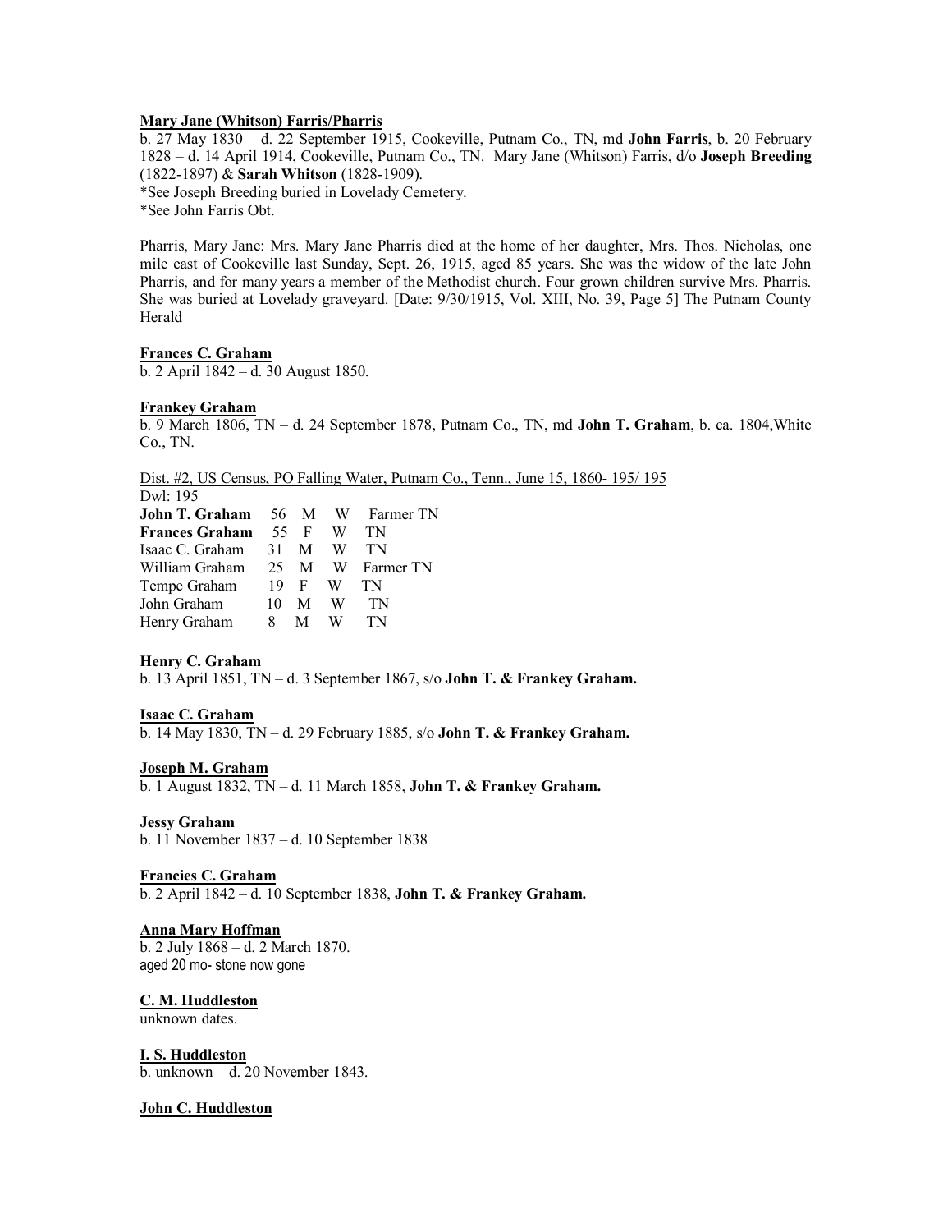**Mary Jane (Whitson) Farris/Pharris**
b. 27 May 1830 – d. 22 September 1915, Cookeville, Putnam Co., TN, md **John Farris**, b. 20 February 1828 – d. 14 April 1914, Cookeville, Putnam Co., TN. Mary Jane (Whitson) Farris, d/o **Joseph Breeding** (1822-1897) & **Sarah Whitson** (1828-1909).
*See Joseph Breeding buried in Lovelady Cemetery.
*See John Farris Obt.

Pharris, Mary Jane: Mrs. Mary Jane Pharris died at the home of her daughter, Mrs. Thos. Nicholas, one mile east of Cookeville last Sunday, Sept. 26, 1915, aged 85 years. She was the widow of the late John Pharris, and for many years a member of the Methodist church. Four grown children survive Mrs. Pharris. She was buried at Lovelady graveyard. [Date: 9/30/1915, Vol. XIII, No. 39, Page 5] The Putnam County Herald

**Frances C. Graham**
b. 2 April 1842 – d. 30 August 1850.

**Frankey Graham**
b. 9 March 1806, TN – d. 24 September 1878, Putnam Co., TN, md **John T. Graham**, b. ca. 1804,White Co., TN.

Dist. #2, US Census, PO Falling Water, Putnam Co., Tenn., June 15, 1860- 195/ 195
Dwl: 195

| | | | | |
|---|---|---|---|---|
| **John T. Graham** | 56 | M | W | Farmer TN |
| **Frances Graham** | 55 | F | W | TN |
| Isaac C. Graham | 31 | M | W | TN |
| William Graham | 25 | M | W | Farmer TN |
| Tempe Graham | 19 | F | W | TN |
| John Graham | 10 | M | W | TN |
| Henry Graham | 8 | M | W | TN |

**Henry C. Graham**
b. 13 April 1851, TN – d. 3 September 1867, s/o **John T. & Frankey Graham.**

**Isaac C. Graham**
b. 14 May 1830, TN – d. 29 February 1885, s/o **John T. & Frankey Graham.**

**Joseph M. Graham**
b. 1 August 1832, TN – d. 11 March 1858, **John T. & Frankey Graham.**

**Jessy Graham**
b. 11 November 1837 – d. 10 September 1838

**Francies C. Graham**
b. 2 April 1842 – d. 10 September 1838, **John T. & Frankey Graham.**

**Anna Mary Hoffman**
b. 2 July 1868 – d. 2 March 1870.
aged 20 mo- stone now gone

**C. M. Huddleston**
unknown dates.

**I. S. Huddleston**
b. unknown – d. 20 November 1843.

**John C. Huddleston**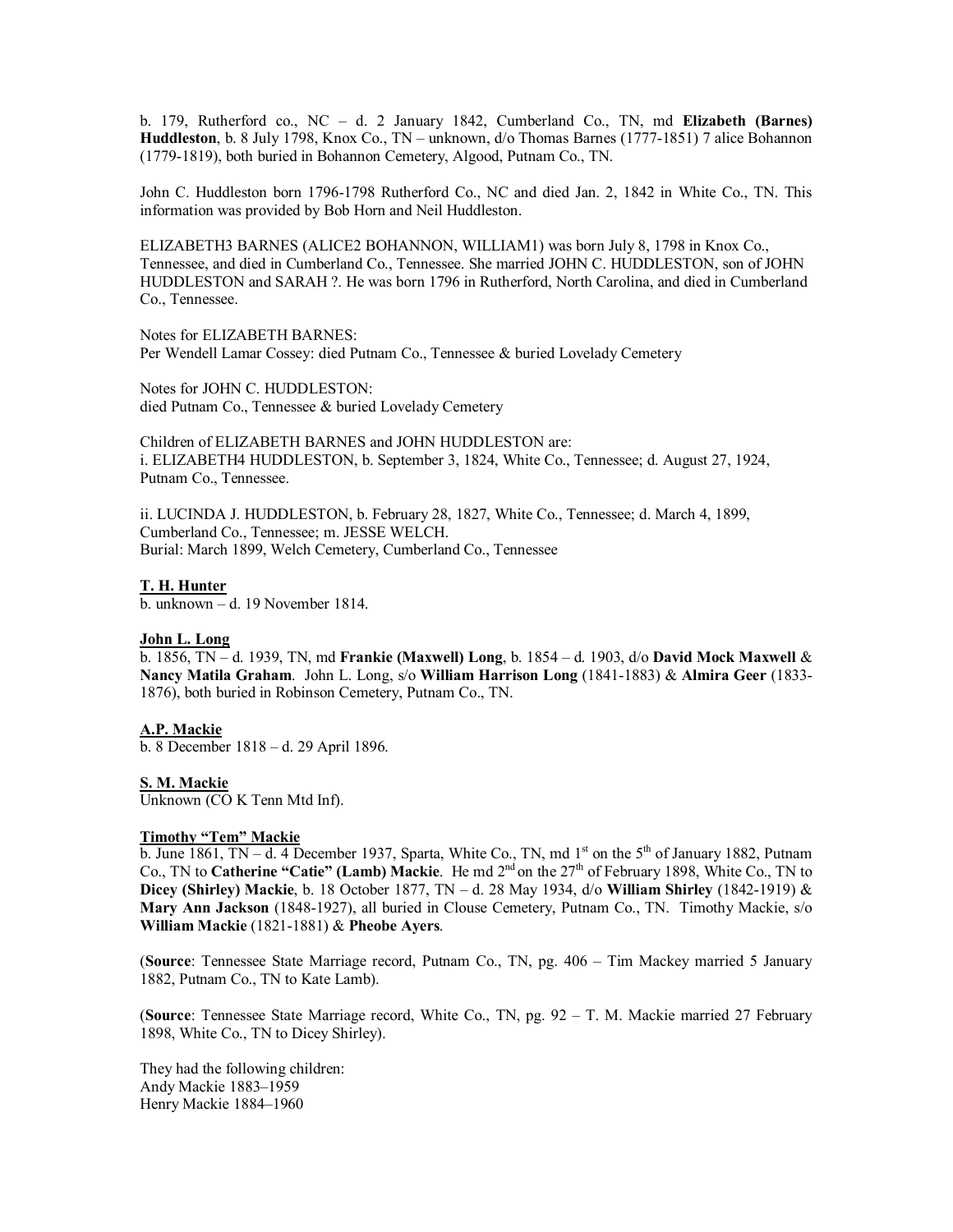b. 179, Rutherford co., NC – d. 2 January 1842, Cumberland Co., TN, md **Elizabeth (Barnes) Huddleston**, b. 8 July 1798, Knox Co., TN – unknown, d/o Thomas Barnes (1777-1851) 7 alice Bohannon (1779-1819), both buried in Bohannon Cemetery, Algood, Putnam Co., TN.

John C. Huddleston born 1796-1798 Rutherford Co., NC and died Jan. 2, 1842 in White Co., TN. This information was provided by Bob Horn and Neil Huddleston.

ELIZABETH3 BARNES (ALICE2 BOHANNON, WILLIAM1) was born July 8, 1798 in Knox Co., Tennessee, and died in Cumberland Co., Tennessee. She married JOHN C. HUDDLESTON, son of JOHN HUDDLESTON and SARAH ?. He was born 1796 in Rutherford, North Carolina, and died in Cumberland Co., Tennessee.

Notes for ELIZABETH BARNES:
Per Wendell Lamar Cossey: died Putnam Co., Tennessee & buried Lovelady Cemetery

Notes for JOHN C. HUDDLESTON:
died Putnam Co., Tennessee & buried Lovelady Cemetery

Children of ELIZABETH BARNES and JOHN HUDDLESTON are:
i. ELIZABETH4 HUDDLESTON, b. September 3, 1824, White Co., Tennessee; d. August 27, 1924, Putnam Co., Tennessee.

ii. LUCINDA J. HUDDLESTON, b. February 28, 1827, White Co., Tennessee; d. March 4, 1899, Cumberland Co., Tennessee; m. JESSE WELCH.
Burial: March 1899, Welch Cemetery, Cumberland Co., Tennessee

**T. H. Hunter**
b. unknown – d. 19 November 1814.

**John L. Long**
b. 1856, TN – d. 1939, TN, md **Frankie (Maxwell) Long**, b. 1854 – d. 1903, d/o **David Mock Maxwell** & **Nancy Matila Graham**. John L. Long, s/o **William Harrison Long** (1841-1883) & **Almira Geer** (1833-1876), both buried in Robinson Cemetery, Putnam Co., TN.

**A.P. Mackie**
b. 8 December 1818 – d. 29 April 1896.

**S. M. Mackie**
Unknown (CO K Tenn Mtd Inf).

**Timothy "Tem" Mackie**
b. June 1861, TN – d. 4 December 1937, Sparta, White Co., TN, md 1st on the 5th of January 1882, Putnam Co., TN to **Catherine "Catie" (Lamb) Mackie**. He md 2nd on the 27th of February 1898, White Co., TN to **Dicey (Shirley) Mackie**, b. 18 October 1877, TN – d. 28 May 1934, d/o **William Shirley** (1842-1919) & **Mary Ann Jackson** (1848-1927), all buried in Clouse Cemetery, Putnam Co., TN. Timothy Mackie, s/o **William Mackie** (1821-1881) & **Pheobe Ayers**.

(**Source**: Tennessee State Marriage record, Putnam Co., TN, pg. 406 – Tim Mackey married 5 January 1882, Putnam Co., TN to Kate Lamb).

(**Source**: Tennessee State Marriage record, White Co., TN, pg. 92 – T. M. Mackie married 27 February 1898, White Co., TN to Dicey Shirley).

They had the following children:
Andy Mackie 1883–1959
Henry Mackie 1884–1960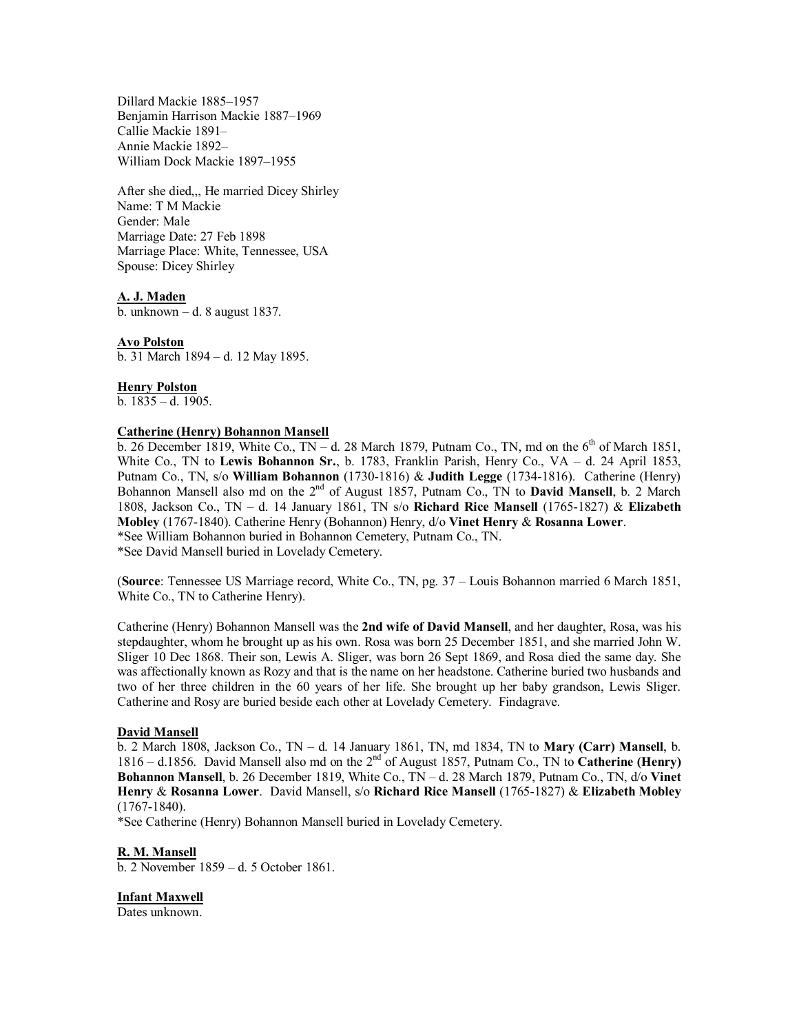Dillard Mackie 1885–1957
Benjamin Harrison Mackie 1887–1969
Callie Mackie 1891–
Annie Mackie 1892–
William Dock Mackie 1897–1955

After she died,,, He married Dicey Shirley
Name: T M Mackie
Gender: Male
Marriage Date: 27 Feb 1898
Marriage Place: White, Tennessee, USA
Spouse: Dicey Shirley

**A. J. Maden**
b. unknown – d. 8 august 1837.

**Avo Polston**
b. 31 March 1894 – d. 12 May 1895.

**Henry Polston**
b. 1835 – d. 1905.

**Catherine (Henry) Bohannon Mansell**
b. 26 December 1819, White Co., TN – d. 28 March 1879, Putnam Co., TN, md on the 6th of March 1851, White Co., TN to **Lewis Bohannon Sr.**, b. 1783, Franklin Parish, Henry Co., VA – d. 24 April 1853, Putnam Co., TN, s/o **William Bohannon** (1730-1816) & **Judith Legge** (1734-1816). Catherine (Henry) Bohannon Mansell also md on the 2nd of August 1857, Putnam Co., TN to **David Mansell**, b. 2 March 1808, Jackson Co., TN – d. 14 January 1861, TN s/o **Richard Rice Mansell** (1765-1827) & **Elizabeth Mobley** (1767-1840). Catherine Henry (Bohannon) Henry, d/o **Vinet Henry** & **Rosanna Lower**.
*See William Bohannon buried in Bohannon Cemetery, Putnam Co., TN.
*See David Mansell buried in Lovelady Cemetery.

(**Source**: Tennessee US Marriage record, White Co., TN, pg. 37 – Louis Bohannon married 6 March 1851, White Co., TN to Catherine Henry).

Catherine (Henry) Bohannon Mansell was the **2nd wife of David Mansell**, and her daughter, Rosa, was his stepdaughter, whom he brought up as his own. Rosa was born 25 December 1851, and she married John W. Sliger 10 Dec 1868. Their son, Lewis A. Sliger, was born 26 Sept 1869, and Rosa died the same day. She was affectionally known as Rozy and that is the name on her headstone. Catherine buried two husbands and two of her three children in the 60 years of her life. She brought up her baby grandson, Lewis Sliger. Catherine and Rosy are buried beside each other at Lovelady Cemetery. Findagrave.

**David Mansell**
b. 2 March 1808, Jackson Co., TN – d. 14 January 1861, TN, md 1834, TN to **Mary (Carr) Mansell**, b. 1816 – d.1856. David Mansell also md on the 2nd of August 1857, Putnam Co., TN to **Catherine (Henry) Bohannon Mansell**, b. 26 December 1819, White Co., TN – d. 28 March 1879, Putnam Co., TN, d/o **Vinet Henry** & **Rosanna Lower**. David Mansell, s/o **Richard Rice Mansell** (1765-1827) & **Elizabeth Mobley** (1767-1840).
*See Catherine (Henry) Bohannon Mansell buried in Lovelady Cemetery.

**R. M. Mansell**
b. 2 November 1859 – d. 5 October 1861.

**Infant Maxwell**
Dates unknown.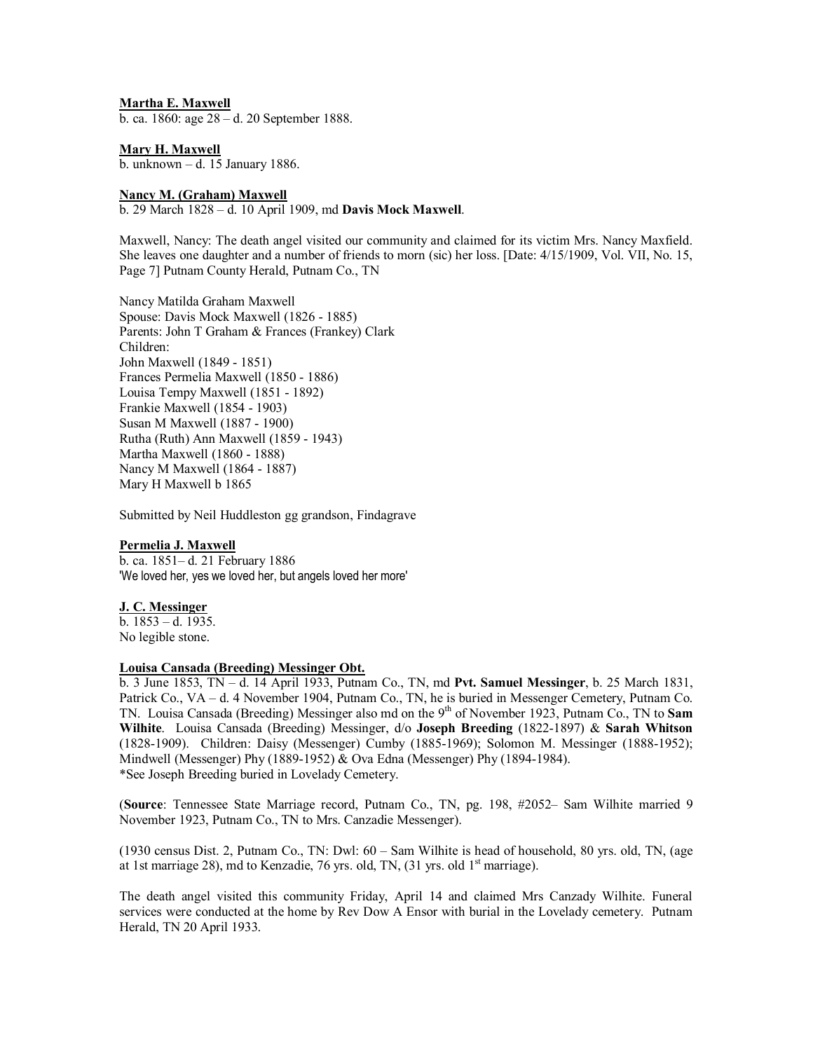**Martha E. Maxwell**
b. ca. 1860: age 28 – d. 20 September 1888.

**Mary H. Maxwell**
b. unknown – d. 15 January 1886.

**Nancy M. (Graham) Maxwell**
b. 29 March 1828 – d. 10 April 1909, md **Davis Mock Maxwell**.

Maxwell, Nancy: The death angel visited our community and claimed for its victim Mrs. Nancy Maxfield. She leaves one daughter and a number of friends to morn (sic) her loss. [Date: 4/15/1909, Vol. VII, No. 15, Page 7] Putnam County Herald, Putnam Co., TN

Nancy Matilda Graham Maxwell
Spouse: Davis Mock Maxwell (1826 - 1885)
Parents: John T Graham & Frances (Frankey) Clark
Children:
John Maxwell (1849 - 1851)
Frances Permelia Maxwell (1850 - 1886)
Louisa Tempy Maxwell (1851 - 1892)
Frankie Maxwell (1854 - 1903)
Susan M Maxwell (1887 - 1900)
Rutha (Ruth) Ann Maxwell (1859 - 1943)
Martha Maxwell (1860 - 1888)
Nancy M Maxwell (1864 - 1887)
Mary H Maxwell b 1865

Submitted by Neil Huddleston gg grandson, Findagrave

**Permelia J. Maxwell**
b. ca. 1851– d. 21 February 1886
'We loved her, yes we loved her, but angels loved her more'

**J. C. Messinger**
b. 1853 – d. 1935.
No legible stone.

**Louisa Cansada (Breeding) Messinger Obt.**
b. 3 June 1853, TN – d. 14 April 1933, Putnam Co., TN, md **Pvt. Samuel Messinger**, b. 25 March 1831, Patrick Co., VA – d. 4 November 1904, Putnam Co., TN, he is buried in Messenger Cemetery, Putnam Co. TN. Louisa Cansada (Breeding) Messinger also md on the 9th of November 1923, Putnam Co., TN to **Sam Wilhite**. Louisa Cansada (Breeding) Messinger, d/o **Joseph Breeding** (1822-1897) & **Sarah Whitson** (1828-1909). Children: Daisy (Messenger) Cumby (1885-1969); Solomon M. Messinger (1888-1952); Mindwell (Messenger) Phy (1889-1952) & Ova Edna (Messenger) Phy (1894-1984).
*See Joseph Breeding buried in Lovelady Cemetery.

(**Source**: Tennessee State Marriage record, Putnam Co., TN, pg. 198, #2052– Sam Wilhite married 9 November 1923, Putnam Co., TN to Mrs. Canzadie Messenger).

(1930 census Dist. 2, Putnam Co., TN: Dwl: 60 – Sam Wilhite is head of household, 80 yrs. old, TN, (age at 1st marriage 28), md to Kenzadie, 76 yrs. old, TN, (31 yrs. old 1st marriage).

The death angel visited this community Friday, April 14 and claimed Mrs Canzady Wilhite. Funeral services were conducted at the home by Rev Dow A Ensor with burial in the Lovelady cemetery. Putnam Herald, TN 20 April 1933.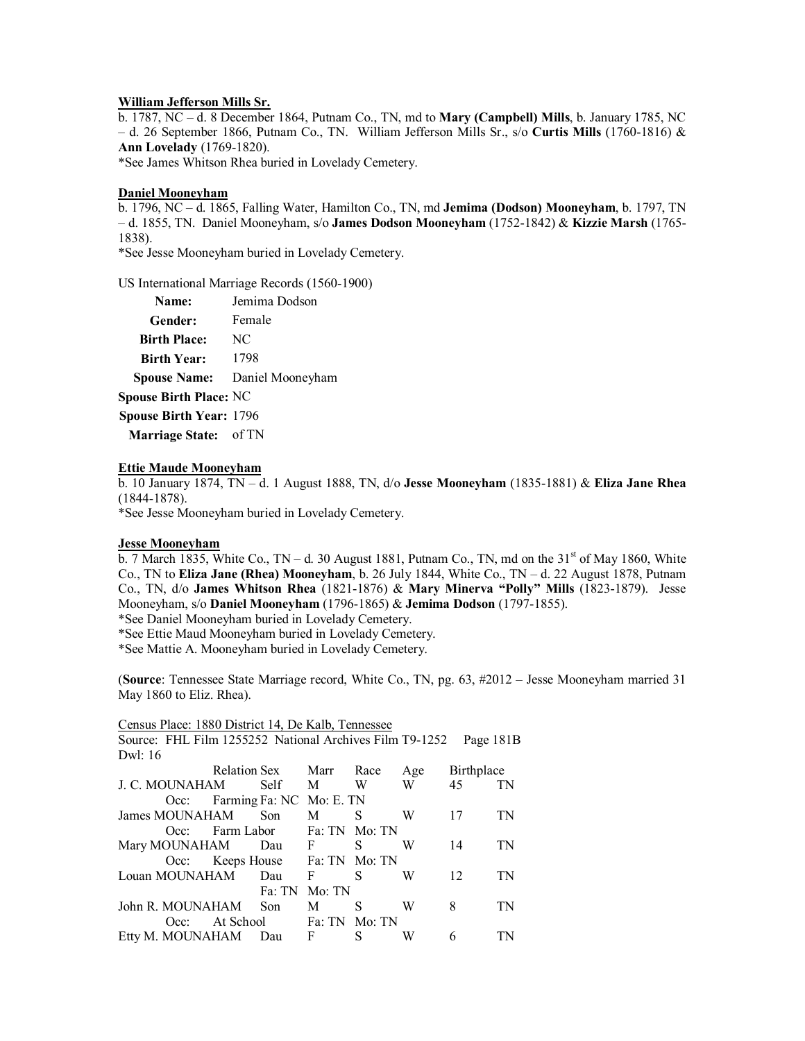**William Jefferson Mills Sr.**

b. 1787, NC – d. 8 December 1864, Putnam Co., TN, md to **Mary (Campbell) Mills**, b. January 1785, NC – d. 26 September 1866, Putnam Co., TN. William Jefferson Mills Sr., s/o **Curtis Mills** (1760-1816) & **Ann Lovelady** (1769-1820).

*See James Whitson Rhea buried in Lovelady Cemetery.

**Daniel Mooneyham**

b. 1796, NC – d. 1865, Falling Water, Hamilton Co., TN, md **Jemima (Dodson) Mooneyham**, b. 1797, TN – d. 1855, TN. Daniel Mooneyham, s/o **James Dodson Mooneyham** (1752-1842) & **Kizzie Marsh** (1765-1838).

*See Jesse Mooneyham buried in Lovelady Cemetery.

US International Marriage Records (1560-1900)

| | |
|---|---|
| **Name:** | Jemima Dodson |
| **Gender:** | Female |
| **Birth Place:** | NC |
| **Birth Year:** | 1798 |
| **Spouse Name:** | Daniel Mooneyham |
| **Spouse Birth Place:** | NC |
| **Spouse Birth Year:** | 1796 |
| **Marriage State:** | of TN |

**Ettie Maude Mooneyham**

b. 10 January 1874, TN – d. 1 August 1888, TN, d/o **Jesse Mooneyham** (1835-1881) & **Eliza Jane Rhea** (1844-1878).

*See Jesse Mooneyham buried in Lovelady Cemetery.

**Jesse Mooneyham**

b. 7 March 1835, White Co., TN – d. 30 August 1881, Putnam Co., TN, md on the 31st of May 1860, White Co., TN to **Eliza Jane (Rhea) Mooneyham**, b. 26 July 1844, White Co., TN – d. 22 August 1878, Putnam Co., TN, d/o **James Whitson Rhea** (1821-1876) & **Mary Minerva "Polly" Mills** (1823-1879). Jesse Mooneyham, s/o **Daniel Mooneyham** (1796-1865) & **Jemima Dodson** (1797-1855).

*See Daniel Mooneyham buried in Lovelady Cemetery.
*See Ettie Maud Mooneyham buried in Lovelady Cemetery.
*See Mattie A. Mooneyham buried in Lovelady Cemetery.

(**Source**: Tennessee State Marriage record, White Co., TN, pg. 63, #2012 – Jesse Mooneyham married 31 May 1860 to Eliz. Rhea).

Census Place: 1880 District 14, De Kalb, Tennessee
Source: FHL Film 1255252 National Archives Film T9-1252 Page 181B
Dwl: 16

| | Relation | Sex | Marr | Race | Age | Birthplace |
|---|---|---|---|---|---|---|
| J. C. MOUNAHAM | Self | M | W | W | 45 | TN |
| Occ: Farming | Fa: NC | Mo: E. TN | | | | |
| James MOUNAHAM | Son | M | S | W | 17 | TN |
| Occ: Farm Labor | | Fa: TN | Mo: TN | | | |
| Mary MOUNAHAM | Dau | F | S | W | 14 | TN |
| Occ: Keeps House | | Fa: TN | Mo: TN | | | |
| Louan MOUNAHAM | Dau | F | S | W | 12 | TN |
| | Fa: TN | Mo: TN | | | | |
| John R. MOUNAHAM | Son | M | S | W | 8 | TN |
| Occ: At School | | Fa: TN | Mo: TN | | | |
| Etty M. MOUNAHAM | Dau | F | S | W | 6 | TN |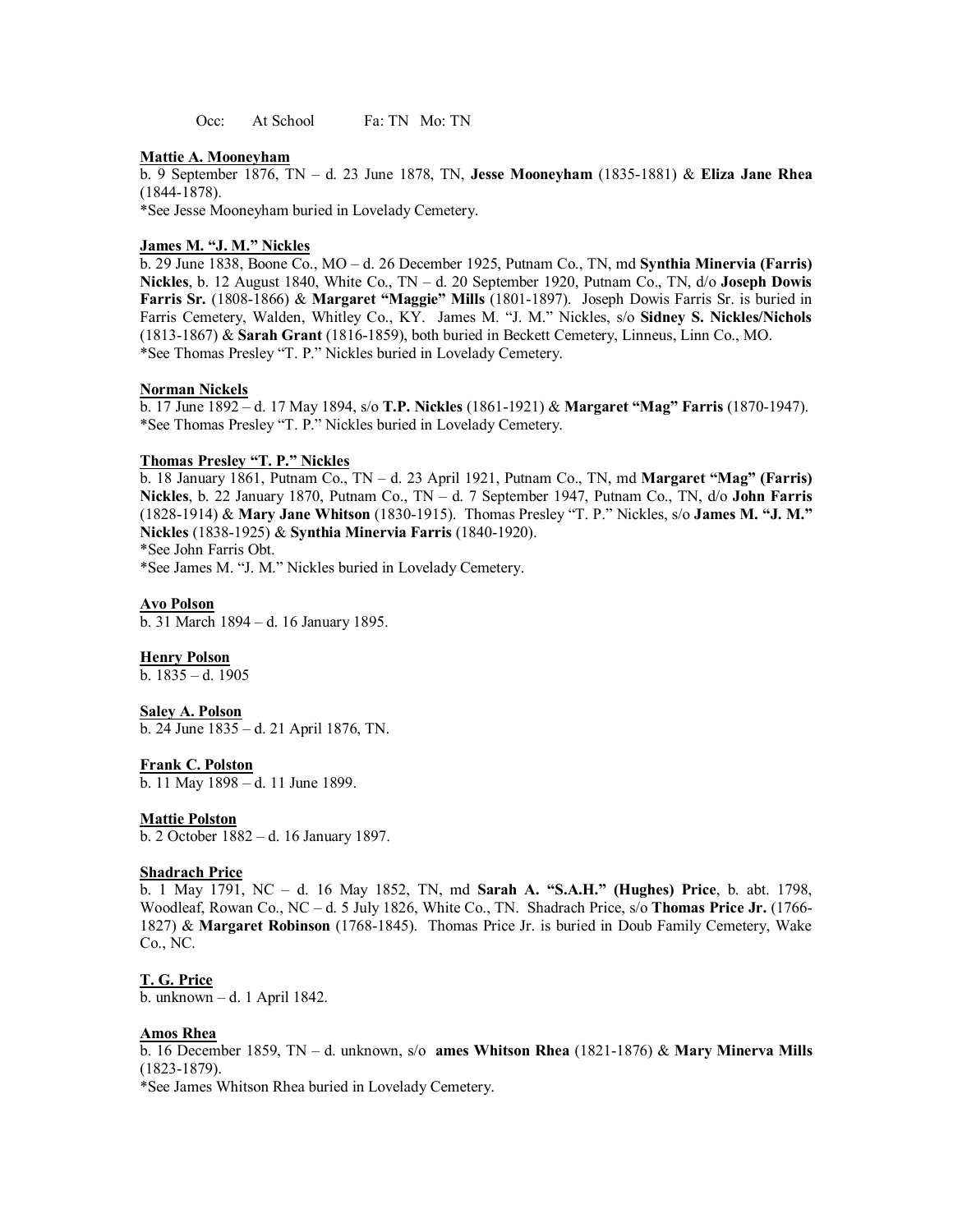Occ: At School Fa: TN Mo: TN

**Mattie A. Mooneyham**

b. 9 September 1876, TN – d. 23 June 1878, TN, **Jesse Mooneyham** (1835-1881) & **Eliza Jane Rhea** (1844-1878).

*See Jesse Mooneyham buried in Lovelady Cemetery.

**James M. "J. M." Nickles**

b. 29 June 1838, Boone Co., MO – d. 26 December 1925, Putnam Co., TN, md **Synthia Minervia (Farris) Nickles**, b. 12 August 1840, White Co., TN – d. 20 September 1920, Putnam Co., TN, d/o **Joseph Dowis Farris Sr.** (1808-1866) & **Margaret "Maggie" Mills** (1801-1897). Joseph Dowis Farris Sr. is buried in Farris Cemetery, Walden, Whitley Co., KY. James M. "J. M." Nickles, s/o **Sidney S. Nickles/Nichols** (1813-1867) & **Sarah Grant** (1816-1859), both buried in Beckett Cemetery, Linneus, Linn Co., MO.

*See Thomas Presley "T. P." Nickles buried in Lovelady Cemetery.

**Norman Nickels**

b. 17 June 1892 – d. 17 May 1894, s/o **T.P. Nickles** (1861-1921) & **Margaret "Mag" Farris** (1870-1947).

*See Thomas Presley "T. P." Nickles buried in Lovelady Cemetery.

**Thomas Presley "T. P." Nickles**

b. 18 January 1861, Putnam Co., TN – d. 23 April 1921, Putnam Co., TN, md **Margaret "Mag" (Farris) Nickles**, b. 22 January 1870, Putnam Co., TN – d. 7 September 1947, Putnam Co., TN, d/o **John Farris** (1828-1914) & **Mary Jane Whitson** (1830-1915). Thomas Presley "T. P." Nickles, s/o **James M. "J. M." Nickles** (1838-1925) & **Synthia Minervia Farris** (1840-1920).

*See John Farris Obt.

*See James M. "J. M." Nickles buried in Lovelady Cemetery.

**Avo Polson**

b. 31 March 1894 – d. 16 January 1895.

**Henry Polson**

b. 1835 – d. 1905

**Saley A. Polson**

b. 24 June 1835 – d. 21 April 1876, TN.

**Frank C. Polston**

b. 11 May 1898 – d. 11 June 1899.

**Mattie Polston**

b. 2 October 1882 – d. 16 January 1897.

**Shadrach Price**

b. 1 May 1791, NC – d. 16 May 1852, TN, md **Sarah A. "S.A.H." (Hughes) Price**, b. abt. 1798, Woodleaf, Rowan Co., NC – d. 5 July 1826, White Co., TN. Shadrach Price, s/o **Thomas Price Jr.** (1766-1827) & **Margaret Robinson** (1768-1845). Thomas Price Jr. is buried in Doub Family Cemetery, Wake Co., NC.

**T. G. Price**

b. unknown – d. 1 April 1842.

**Amos Rhea**

b. 16 December 1859, TN – d. unknown, s/o **ames Whitson Rhea** (1821-1876) & **Mary Minerva Mills** (1823-1879).

*See James Whitson Rhea buried in Lovelady Cemetery.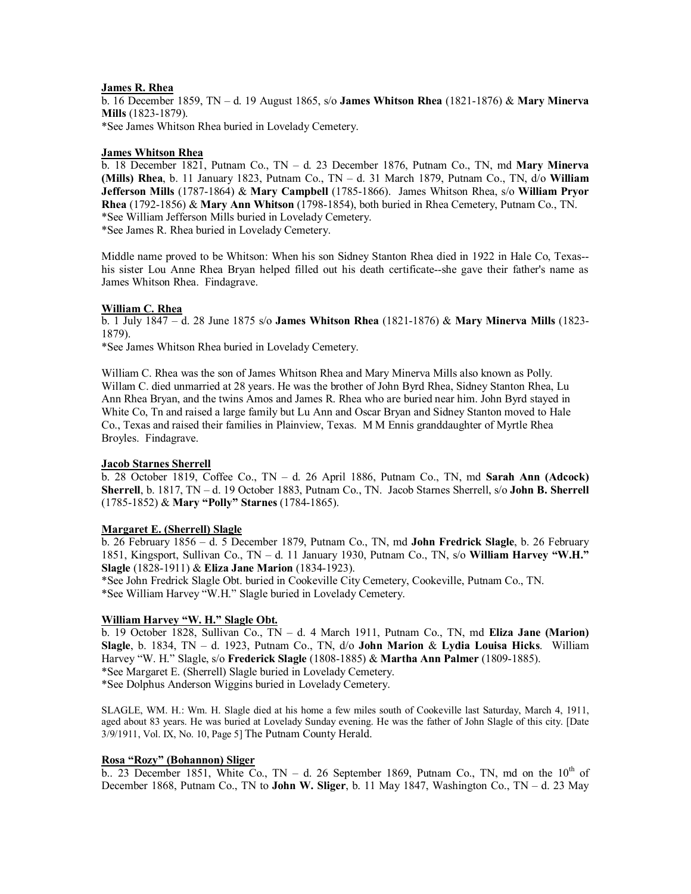**James R. Rhea**

b. 16 December 1859, TN – d. 19 August 1865, s/o **James Whitson Rhea** (1821-1876) & **Mary Minerva Mills** (1823-1879).

*See James Whitson Rhea buried in Lovelady Cemetery.

**James Whitson Rhea**

b. 18 December 1821, Putnam Co., TN – d. 23 December 1876, Putnam Co., TN, md **Mary Minerva (Mills) Rhea**, b. 11 January 1823, Putnam Co., TN – d. 31 March 1879, Putnam Co., TN, d/o **William Jefferson Mills** (1787-1864) & **Mary Campbell** (1785-1866). James Whitson Rhea, s/o **William Pryor Rhea** (1792-1856) & **Mary Ann Whitson** (1798-1854), both buried in Rhea Cemetery, Putnam Co., TN.

*See William Jefferson Mills buried in Lovelady Cemetery.

*See James R. Rhea buried in Lovelady Cemetery.

Middle name proved to be Whitson: When his son Sidney Stanton Rhea died in 1922 in Hale Co, Texas--his sister Lou Anne Rhea Bryan helped filled out his death certificate--she gave their father's name as James Whitson Rhea. Findagrave.

**William C. Rhea**

b. 1 July 1847 – d. 28 June 1875 s/o **James Whitson Rhea** (1821-1876) & **Mary Minerva Mills** (1823-1879).

*See James Whitson Rhea buried in Lovelady Cemetery.

William C. Rhea was the son of James Whitson Rhea and Mary Minerva Mills also known as Polly. Willam C. died unmarried at 28 years. He was the brother of John Byrd Rhea, Sidney Stanton Rhea, Lu Ann Rhea Bryan, and the twins Amos and James R. Rhea who are buried near him. John Byrd stayed in White Co, Tn and raised a large family but Lu Ann and Oscar Bryan and Sidney Stanton moved to Hale Co., Texas and raised their families in Plainview, Texas. M M Ennis granddaughter of Myrtle Rhea Broyles. Findagrave.

**Jacob Starnes Sherrell**

b. 28 October 1819, Coffee Co., TN – d. 26 April 1886, Putnam Co., TN, md **Sarah Ann (Adcock) Sherrell**, b. 1817, TN – d. 19 October 1883, Putnam Co., TN. Jacob Starnes Sherrell, s/o **John B. Sherrell** (1785-1852) & **Mary "Polly" Starnes** (1784-1865).

**Margaret E. (Sherrell) Slagle**

b. 26 February 1856 – d. 5 December 1879, Putnam Co., TN, md **John Fredrick Slagle**, b. 26 February 1851, Kingsport, Sullivan Co., TN – d. 11 January 1930, Putnam Co., TN, s/o **William Harvey "W.H." Slagle** (1828-1911) & **Eliza Jane Marion** (1834-1923).

*See John Fredrick Slagle Obt. buried in Cookeville City Cemetery, Cookeville, Putnam Co., TN.

*See William Harvey "W.H." Slagle buried in Lovelady Cemetery.

**William Harvey "W. H." Slagle Obt.**

b. 19 October 1828, Sullivan Co., TN – d. 4 March 1911, Putnam Co., TN, md **Eliza Jane (Marion) Slagle**, b. 1834, TN – d. 1923, Putnam Co., TN, d/o **John Marion** & **Lydia Louisa Hicks**. William Harvey "W. H." Slagle, s/o **Frederick Slagle** (1808-1885) & **Martha Ann Palmer** (1809-1885).

*See Margaret E. (Sherrell) Slagle buried in Lovelady Cemetery.

*See Dolphus Anderson Wiggins buried in Lovelady Cemetery.

SLAGLE, WM. H.: Wm. H. Slagle died at his home a few miles south of Cookeville last Saturday, March 4, 1911, aged about 83 years. He was buried at Lovelady Sunday evening. He was the father of John Slagle of this city. [Date 3/9/1911, Vol. IX, No. 10, Page 5] The Putnam County Herald.

**Rosa "Rozy" (Bohannon) Sliger**

b.. 23 December 1851, White Co., TN – d. 26 September 1869, Putnam Co., TN, md on the 10th of December 1868, Putnam Co., TN to **John W. Sliger**, b. 11 May 1847, Washington Co., TN – d. 23 May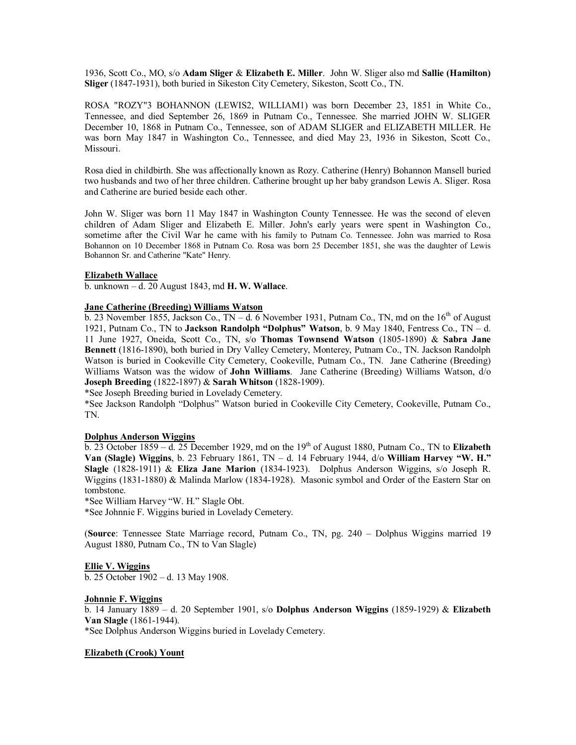1936, Scott Co., MO, s/o **Adam Sliger** & **Elizabeth E. Miller**. John W. Sliger also md **Sallie (Hamilton) Sliger** (1847-1931), both buried in Sikeston City Cemetery, Sikeston, Scott Co., TN.

ROSA "ROZY"3 BOHANNON (LEWIS2, WILLIAM1) was born December 23, 1851 in White Co., Tennessee, and died September 26, 1869 in Putnam Co., Tennessee. She married JOHN W. SLIGER December 10, 1868 in Putnam Co., Tennessee, son of ADAM SLIGER and ELIZABETH MILLER. He was born May 1847 in Washington Co., Tennessee, and died May 23, 1936 in Sikeston, Scott Co., Missouri.

Rosa died in childbirth. She was affectionately known as Rozy. Catherine (Henry) Bohannon Mansell buried two husbands and two of her three children. Catherine brought up her baby grandson Lewis A. Sliger. Rosa and Catherine are buried beside each other.

John W. Sliger was born 11 May 1847 in Washington County Tennessee. He was the second of eleven children of Adam Sliger and Elizabeth E. Miller. John's early years were spent in Washington Co., sometime after the Civil War he came with his family to Putnam Co. Tennessee. John was married to Rosa Bohannon on 10 December 1868 in Putnam Co. Rosa was born 25 December 1851, she was the daughter of Lewis Bohannon Sr. and Catherine "Kate" Henry.

**Elizabeth Wallace**

b. unknown – d. 20 August 1843, md **H. W. Wallace**.

**Jane Catherine (Breeding) Williams Watson**

b. 23 November 1855, Jackson Co., TN – d. 6 November 1931, Putnam Co., TN, md on the 16th of August 1921, Putnam Co., TN to **Jackson Randolph "Dolphus" Watson**, b. 9 May 1840, Fentress Co., TN – d. 11 June 1927, Oneida, Scott Co., TN, s/o **Thomas Townsend Watson** (1805-1890) & **Sabra Jane Bennett** (1816-1890), both buried in Dry Valley Cemetery, Monterey, Putnam Co., TN. Jackson Randolph Watson is buried in Cookeville City Cemetery, Cookeville, Putnam Co., TN. Jane Catherine (Breeding) Williams Watson was the widow of **John Williams**. Jane Catherine (Breeding) Williams Watson, d/o **Joseph Breeding** (1822-1897) & **Sarah Whitson** (1828-1909).

*See Joseph Breeding buried in Lovelady Cemetery.

*See Jackson Randolph "Dolphus" Watson buried in Cookeville City Cemetery, Cookeville, Putnam Co., TN.

**Dolphus Anderson Wiggins**

b. 23 October 1859 – d. 25 December 1929, md on the 19th of August 1880, Putnam Co., TN to **Elizabeth Van (Slagle) Wiggins**, b. 23 February 1861, TN – d. 14 February 1944, d/o **William Harvey "W. H." Slagle** (1828-1911) & **Eliza Jane Marion** (1834-1923). Dolphus Anderson Wiggins, s/o Joseph R. Wiggins (1831-1880) & Malinda Marlow (1834-1928). Masonic symbol and Order of the Eastern Star on tombstone.

*See William Harvey "W. H." Slagle Obt.

*See Johnnie F. Wiggins buried in Lovelady Cemetery.

(**Source**: Tennessee State Marriage record, Putnam Co., TN, pg. 240 – Dolphus Wiggins married 19 August 1880, Putnam Co., TN to Van Slagle)

**Ellie V. Wiggins**

b. 25 October 1902 – d. 13 May 1908.

**Johnnie F. Wiggins**

b. 14 January 1889 – d. 20 September 1901, s/o **Dolphus Anderson Wiggins** (1859-1929) & **Elizabeth Van Slagle** (1861-1944).

*See Dolphus Anderson Wiggins buried in Lovelady Cemetery.

**Elizabeth (Crook) Yount**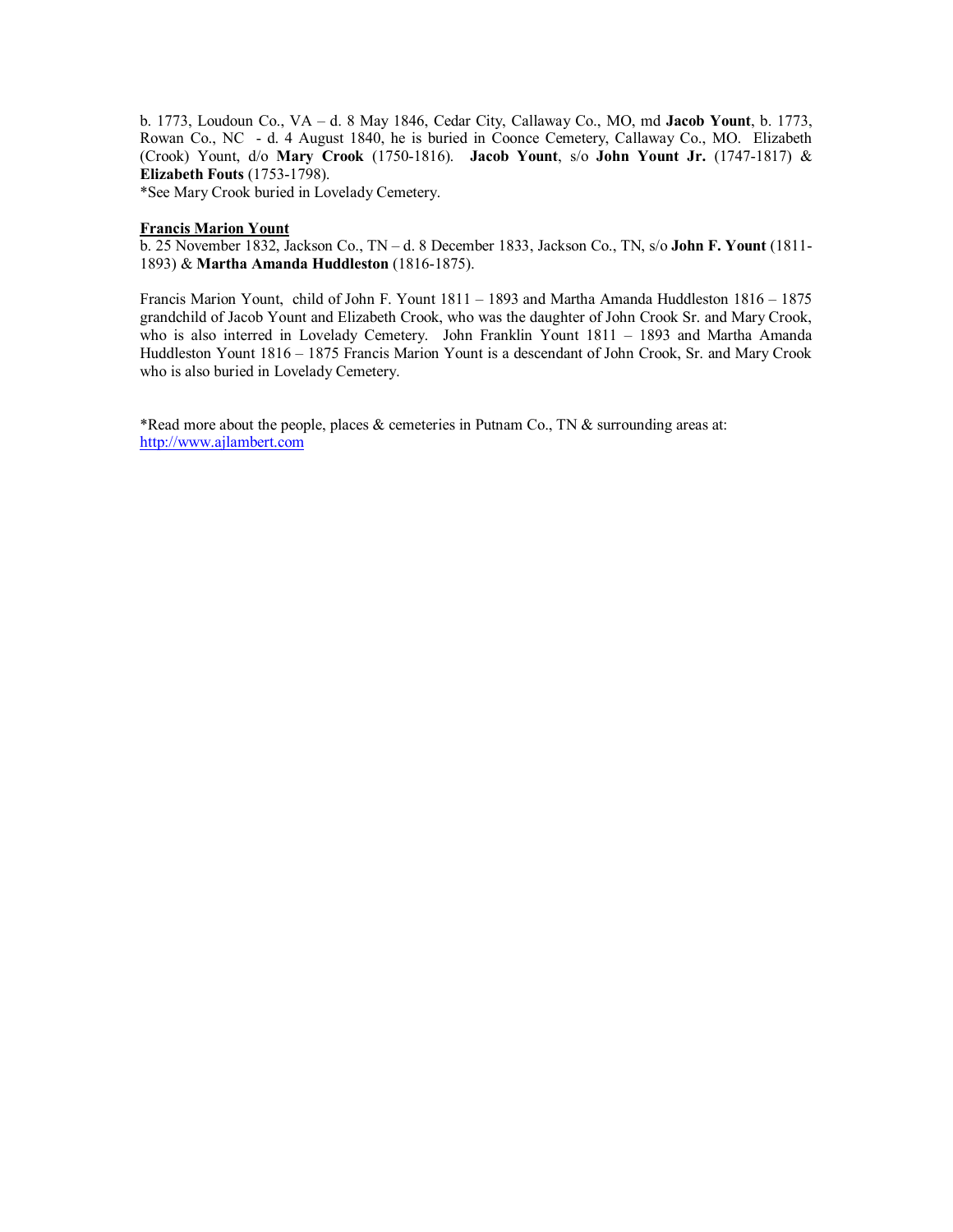b. 1773, Loudoun Co., VA – d. 8 May 1846, Cedar City, Callaway Co., MO, md **Jacob Yount**, b. 1773, Rowan Co., NC - d. 4 August 1840, he is buried in Coonce Cemetery, Callaway Co., MO. Elizabeth (Crook) Yount, d/o **Mary Crook** (1750-1816). **Jacob Yount**, s/o **John Yount Jr.** (1747-1817) & **Elizabeth Fouts** (1753-1798).
*See Mary Crook buried in Lovelady Cemetery.

**Francis Marion Yount**
b. 25 November 1832, Jackson Co., TN – d. 8 December 1833, Jackson Co., TN, s/o **John F. Yount** (1811-1893) & **Martha Amanda Huddleston** (1816-1875).

Francis Marion Yount, child of John F. Yount 1811 – 1893 and Martha Amanda Huddleston 1816 – 1875 grandchild of Jacob Yount and Elizabeth Crook, who was the daughter of John Crook Sr. and Mary Crook, who is also interred in Lovelady Cemetery. John Franklin Yount 1811 – 1893 and Martha Amanda Huddleston Yount 1816 – 1875 Francis Marion Yount is a descendant of John Crook, Sr. and Mary Crook who is also buried in Lovelady Cemetery.

*Read more about the people, places & cemeteries in Putnam Co., TN & surrounding areas at:
http://www.ajlambert.com